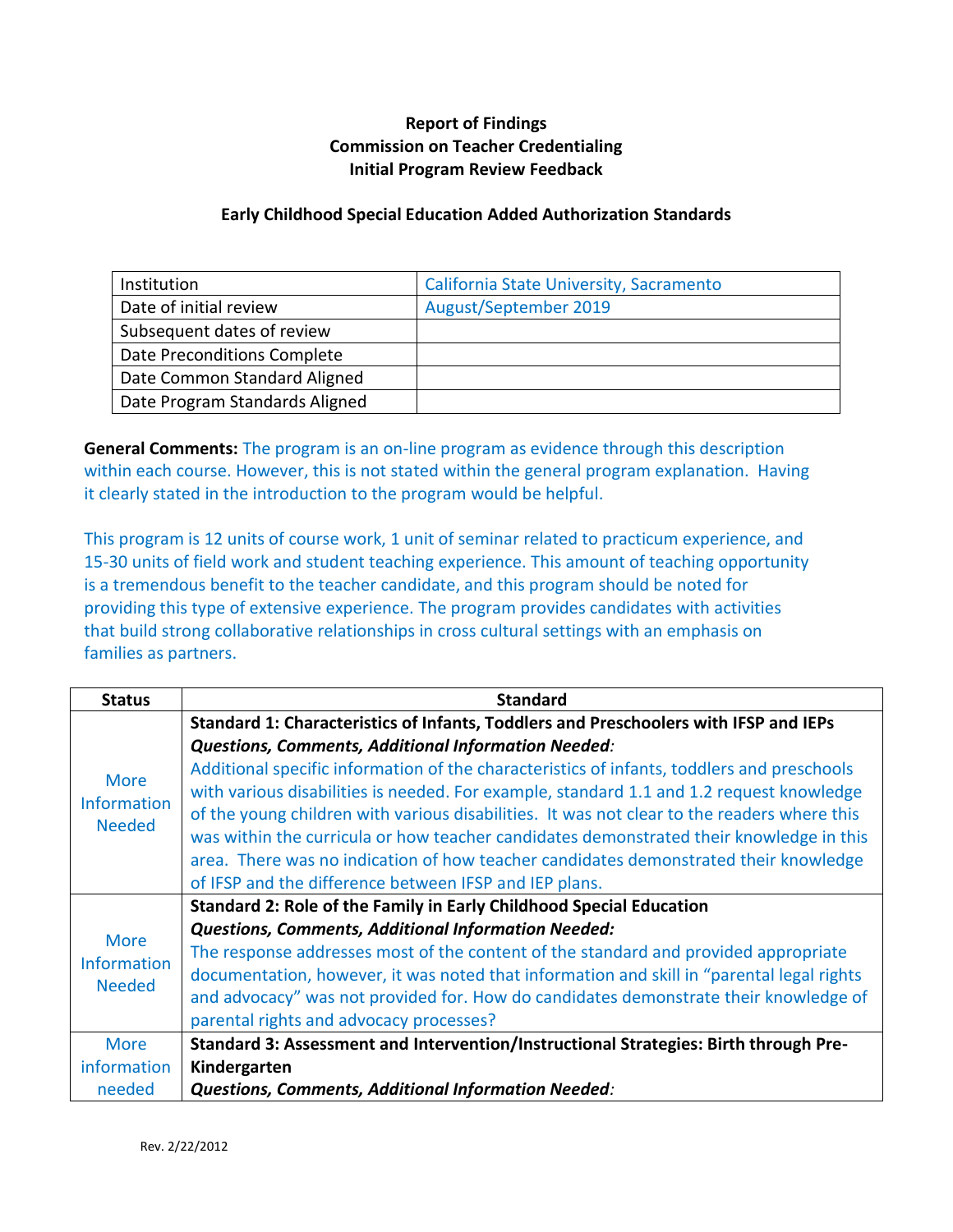**Report of Findings**
**Commission on Teacher Credentialing**
**Initial Program Review Feedback**

**Early Childhood Special Education Added Authorization Standards**

| Institution | California State University, Sacramento |
|---|---|
| Date of initial review | August/September 2019 |
| Subsequent dates of review | |
| Date Preconditions Complete | |
| Date Common Standard Aligned | |
| Date Program Standards Aligned | |

**General Comments:** The program is an on-line program as evidence through this description within each course. However, this is not stated within the general program explanation. Having it clearly stated in the introduction to the program would be helpful.

This program is 12 units of course work, 1 unit of seminar related to practicum experience, and 15-30 units of field work and student teaching experience. This amount of teaching opportunity is a tremendous benefit to the teacher candidate, and this program should be noted for providing this type of extensive experience. The program provides candidates with activities that build strong collaborative relationships in cross cultural settings with an emphasis on families as partners.

| Status | Standard |
|---|---|
| More Information Needed | **Standard 1: Characteristics of Infants, Toddlers and Preschoolers with IFSP and IEPs** <br> ***Questions, Comments, Additional Information Needed:*** <br> Additional specific information of the characteristics of infants, toddlers and preschools with various disabilities is needed. For example, standard 1.1 and 1.2 request knowledge of the young children with various disabilities. It was not clear to the readers where this was within the curricula or how teacher candidates demonstrated their knowledge in this area. There was no indication of how teacher candidates demonstrated their knowledge of IFSP and the difference between IFSP and IEP plans. |
| More Information Needed | **Standard 2: Role of the Family in Early Childhood Special Education** <br> ***Questions, Comments, Additional Information Needed:*** <br> The response addresses most of the content of the standard and provided appropriate documentation, however, it was noted that information and skill in "parental legal rights and advocacy" was not provided for. How do candidates demonstrate their knowledge of parental rights and advocacy processes? |
| More information needed | **Standard 3: Assessment and Intervention/Instructional Strategies: Birth through Pre-Kindergarten** <br> ***Questions, Comments, Additional Information Needed:*** |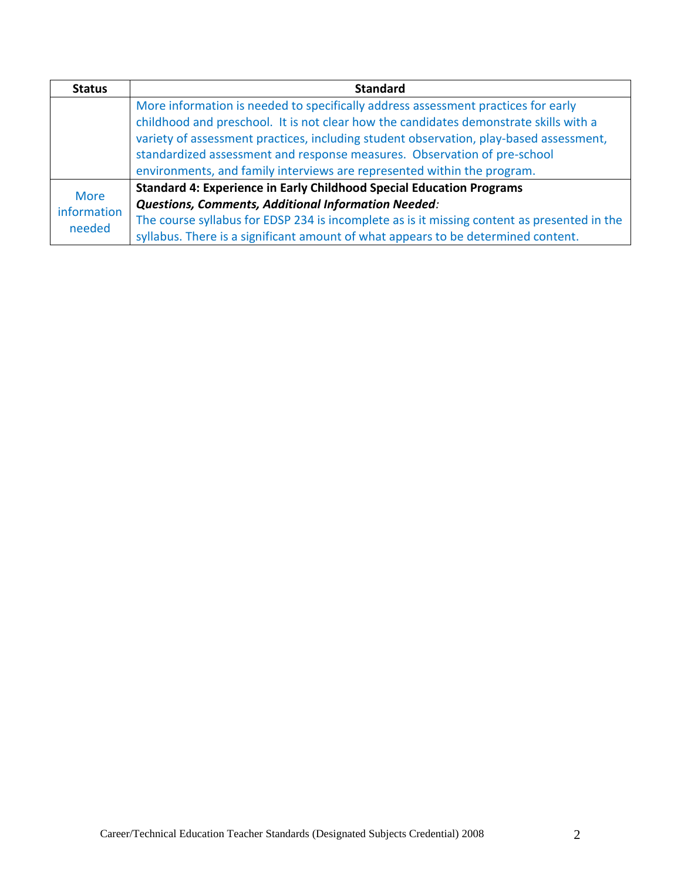| Status | Standard |
|---|---|
| | More information is needed to specifically address assessment practices for early childhood and preschool. It is not clear how the candidates demonstrate skills with a variety of assessment practices, including student observation, play-based assessment, standardized assessment and response measures. Observation of pre-school environments, and family interviews are represented within the program. |
| More information needed | **Standard 4: Experience in Early Childhood Special Education Programs**<br>***Questions, Comments, Additional Information Needed:***<br>The course syllabus for EDSP 234 is incomplete as is it missing content as presented in the syllabus. There is a significant amount of what appears to be determined content. |